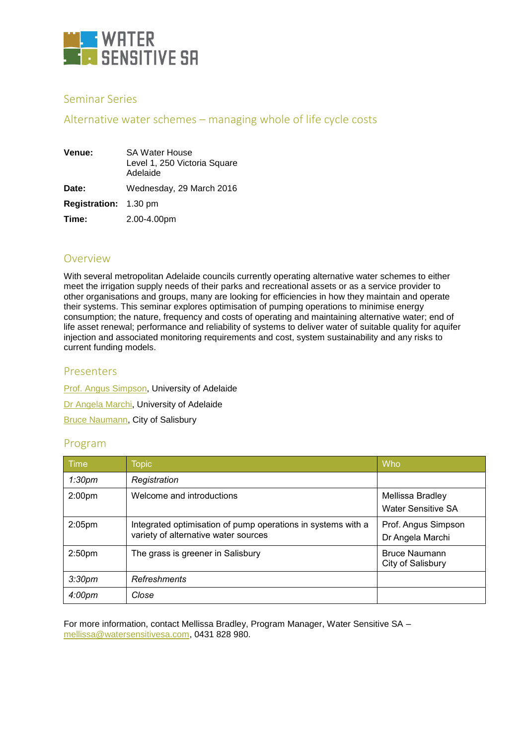# WATER SENSITIVE SA

## Seminar Series

## Alternative water schemes – managing whole of life cycle costs

**Venue:** SA Water House
Level 1, 250 Victoria Square
Adelaide

**Date:** Wednesday, 29 March 2016

**Registration:** 1.30 pm

**Time:** 2.00-4.00pm

## Overview

With several metropolitan Adelaide councils currently operating alternative water schemes to either meet the irrigation supply needs of their parks and recreational assets or as a service provider to other organisations and groups, many are looking for efficiencies in how they maintain and operate their systems. This seminar explores optimisation of pumping operations to minimise energy consumption; the nature, frequency and costs of operating and maintaining alternative water; end of life asset renewal; performance and reliability of systems to deliver water of suitable quality for aquifer injection and associated monitoring requirements and cost, system sustainability and any risks to current funding models.

## Presenters

Prof. Angus Simpson, University of Adelaide

Dr Angela Marchi, University of Adelaide

Bruce Naumann, City of Salisbury

## Program

| Time | Topic | Who |
|---|---|---|
| *1:30pm* | *Registration* | |
| 2:00pm | Welcome and introductions | Mellissa Bradley<br>Water Sensitive SA |
| 2:05pm | Integrated optimisation of pump operations in systems with a variety of alternative water sources | Prof. Angus Simpson<br>Dr Angela Marchi |
| 2:50pm | The grass is greener in Salisbury | Bruce Naumann<br>City of Salisbury |
| *3:30pm* | *Refreshments* | |
| *4:00pm* | *Close* | |

For more information, contact Mellissa Bradley, Program Manager, Water Sensitive SA – mellissa@watersensitivesa.com, 0431 828 980.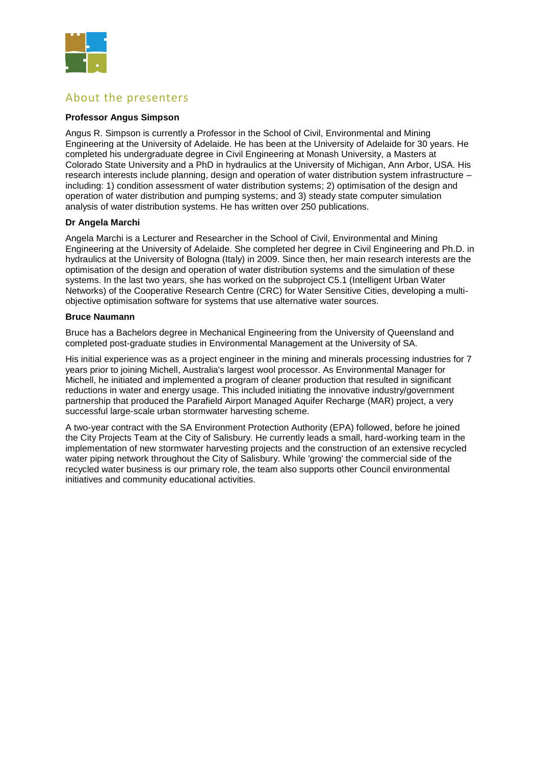## About the presenters

**Professor Angus Simpson**

Angus R. Simpson is currently a Professor in the School of Civil, Environmental and Mining Engineering at the University of Adelaide. He has been at the University of Adelaide for 30 years. He completed his undergraduate degree in Civil Engineering at Monash University, a Masters at Colorado State University and a PhD in hydraulics at the University of Michigan, Ann Arbor, USA. His research interests include planning, design and operation of water distribution system infrastructure – including: 1) condition assessment of water distribution systems; 2) optimisation of the design and operation of water distribution and pumping systems; and 3) steady state computer simulation analysis of water distribution systems. He has written over 250 publications.

**Dr Angela Marchi**

Angela Marchi is a Lecturer and Researcher in the School of Civil, Environmental and Mining Engineering at the University of Adelaide. She completed her degree in Civil Engineering and Ph.D. in hydraulics at the University of Bologna (Italy) in 2009. Since then, her main research interests are the optimisation of the design and operation of water distribution systems and the simulation of these systems. In the last two years, she has worked on the subproject C5.1 (Intelligent Urban Water Networks) of the Cooperative Research Centre (CRC) for Water Sensitive Cities, developing a multi-objective optimisation software for systems that use alternative water sources.

**Bruce Naumann**

Bruce has a Bachelors degree in Mechanical Engineering from the University of Queensland and completed post-graduate studies in Environmental Management at the University of SA.

His initial experience was as a project engineer in the mining and minerals processing industries for 7 years prior to joining Michell, Australia's largest wool processor. As Environmental Manager for Michell, he initiated and implemented a program of cleaner production that resulted in significant reductions in water and energy usage. This included initiating the innovative industry/government partnership that produced the Parafield Airport Managed Aquifer Recharge (MAR) project, a very successful large-scale urban stormwater harvesting scheme.

A two-year contract with the SA Environment Protection Authority (EPA) followed, before he joined the City Projects Team at the City of Salisbury. He currently leads a small, hard-working team in the implementation of new stormwater harvesting projects and the construction of an extensive recycled water piping network throughout the City of Salisbury. While 'growing' the commercial side of the recycled water business is our primary role, the team also supports other Council environmental initiatives and community educational activities.